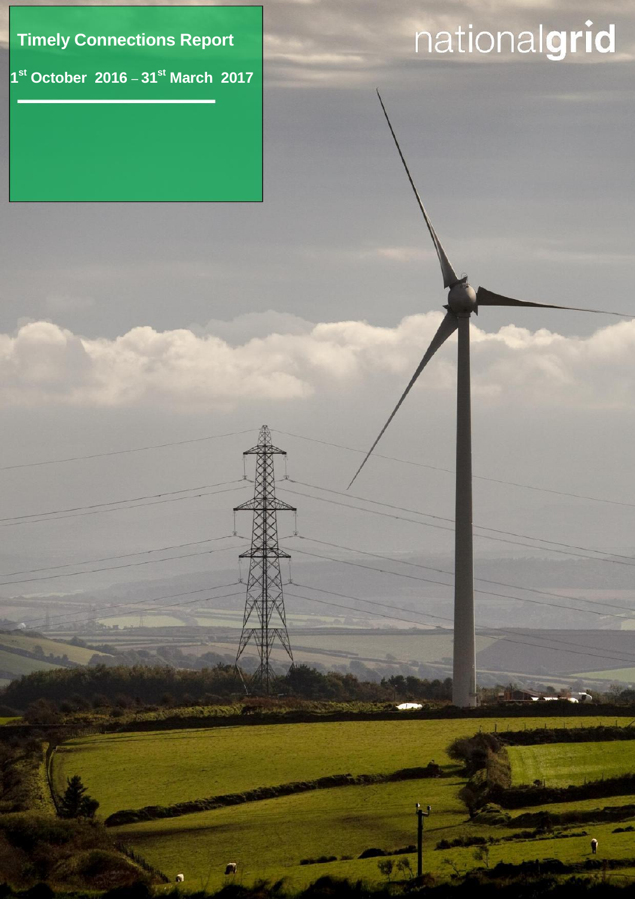# Timely Connections Report

**1st October 2016 – 31st March 2017**

nationalgrid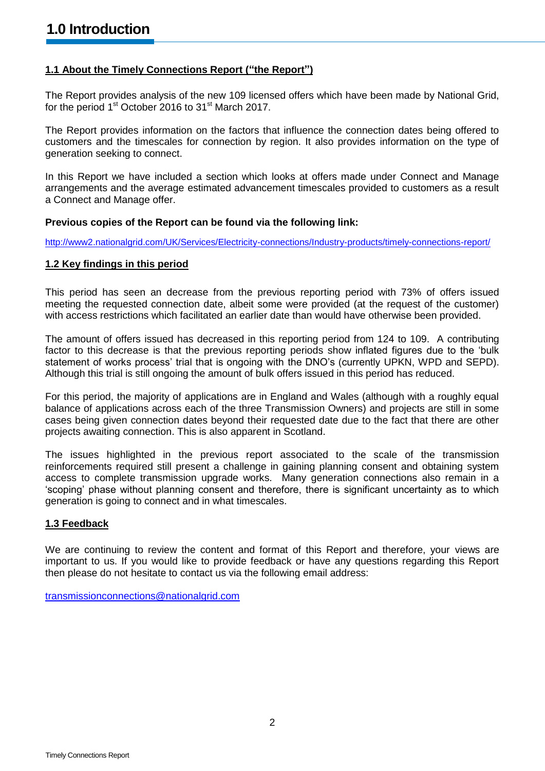# 1.0 Introduction

## 1.1 About the Timely Connections Report ("the Report")

The Report provides analysis of the new 109 licensed offers which have been made by National Grid, for the period 1st October 2016 to 31st March 2017.

The Report provides information on the factors that influence the connection dates being offered to customers and the timescales for connection by region. It also provides information on the type of generation seeking to connect.

In this Report we have included a section which looks at offers made under Connect and Manage arrangements and the average estimated advancement timescales provided to customers as a result a Connect and Manage offer.

**Previous copies of the Report can be found via the following link:**

http://www2.nationalgrid.com/UK/Services/Electricity-connections/Industry-products/timely-connections-report/

## 1.2 Key findings in this period

This period has seen an decrease from the previous reporting period with 73% of offers issued meeting the requested connection date, albeit some were provided (at the request of the customer) with access restrictions which facilitated an earlier date than would have otherwise been provided.

The amount of offers issued has decreased in this reporting period from 124 to 109. A contributing factor to this decrease is that the previous reporting periods show inflated figures due to the 'bulk statement of works process' trial that is ongoing with the DNO's (currently UPKN, WPD and SEPD). Although this trial is still ongoing the amount of bulk offers issued in this period has reduced.

For this period, the majority of applications are in England and Wales (although with a roughly equal balance of applications across each of the three Transmission Owners) and projects are still in some cases being given connection dates beyond their requested date due to the fact that there are other projects awaiting connection. This is also apparent in Scotland.

The issues highlighted in the previous report associated to the scale of the transmission reinforcements required still present a challenge in gaining planning consent and obtaining system access to complete transmission upgrade works. Many generation connections also remain in a 'scoping' phase without planning consent and therefore, there is significant uncertainty as to which generation is going to connect and in what timescales.

## 1.3 Feedback

We are continuing to review the content and format of this Report and therefore, your views are important to us. If you would like to provide feedback or have any questions regarding this Report then please do not hesitate to contact us via the following email address:

transmissionconnections@nationalgrid.com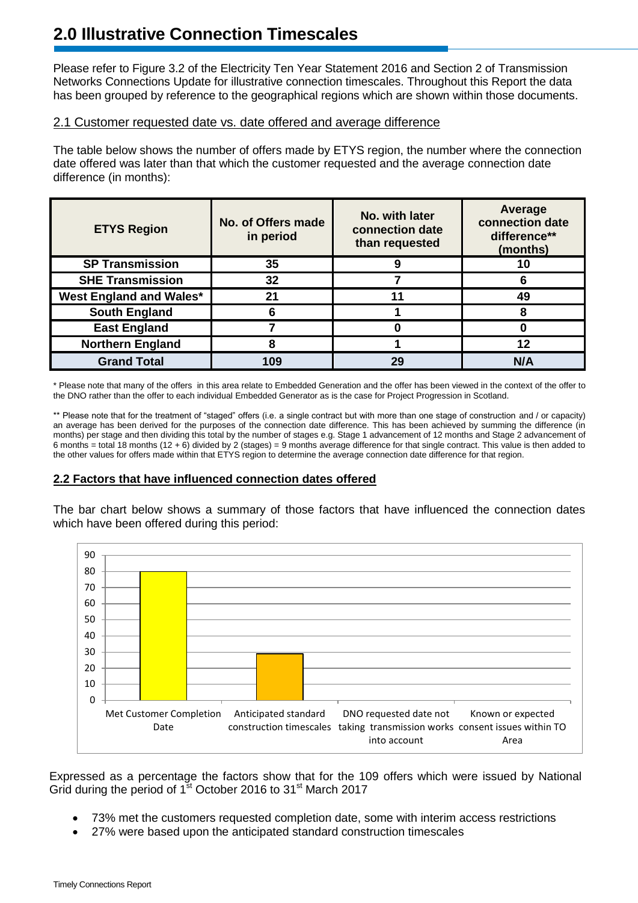## 2.0 Illustrative Connection Timescales

Please refer to Figure 3.2 of the Electricity Ten Year Statement 2016 and Section 2 of Transmission Networks Connections Update for illustrative connection timescales. Throughout this Report the data has been grouped by reference to the geographical regions which are shown within those documents.

### 2.1 Customer requested date vs. date offered and average difference

The table below shows the number of offers made by ETYS region, the number where the connection date offered was later than that which the customer requested and the average connection date difference (in months):

| ETYS Region | No. of Offers made in period | No. with later connection date than requested | Average connection date difference** (months) |
|---|---|---|---|
| **SP Transmission** | **35** | **9** | **10** |
| **SHE Transmission** | **32** | **7** | **6** |
| **West England and Wales*** | **21** | **11** | **49** |
| **South England** | **6** | **1** | **8** |
| **East England** | **7** | **0** | **0** |
| **Northern England** | **8** | **1** | **12** |
| **Grand Total** | **109** | **29** | **N/A** |

* Please note that many of the offers in this area relate to Embedded Generation and the offer has been viewed in the context of the offer to the DNO rather than the offer to each individual Embedded Generator as is the case for Project Progression in Scotland.

** Please note that for the treatment of "staged" offers (i.e. a single contract but with more than one stage of construction and / or capacity) an average has been derived for the purposes of the connection date difference. This has been achieved by summing the difference (in months) per stage and then dividing this total by the number of stages e.g. Stage 1 advancement of 12 months and Stage 2 advancement of 6 months = total 18 months (12 + 6) divided by 2 (stages) = 9 months average difference for that single contract. This value is then added to the other values for offers made within that ETYS region to determine the average connection date difference for that region.

### 2.2 Factors that have influenced connection dates offered

The bar chart below shows a summary of those factors that have influenced the connection dates which have been offered during this period:

Expressed as a percentage the factors show that for the 109 offers which were issued by National Grid during the period of 1st October 2016 to 31st March 2017

- 73% met the customers requested completion date, some with interim access restrictions
- 27% were based upon the anticipated standard construction timescales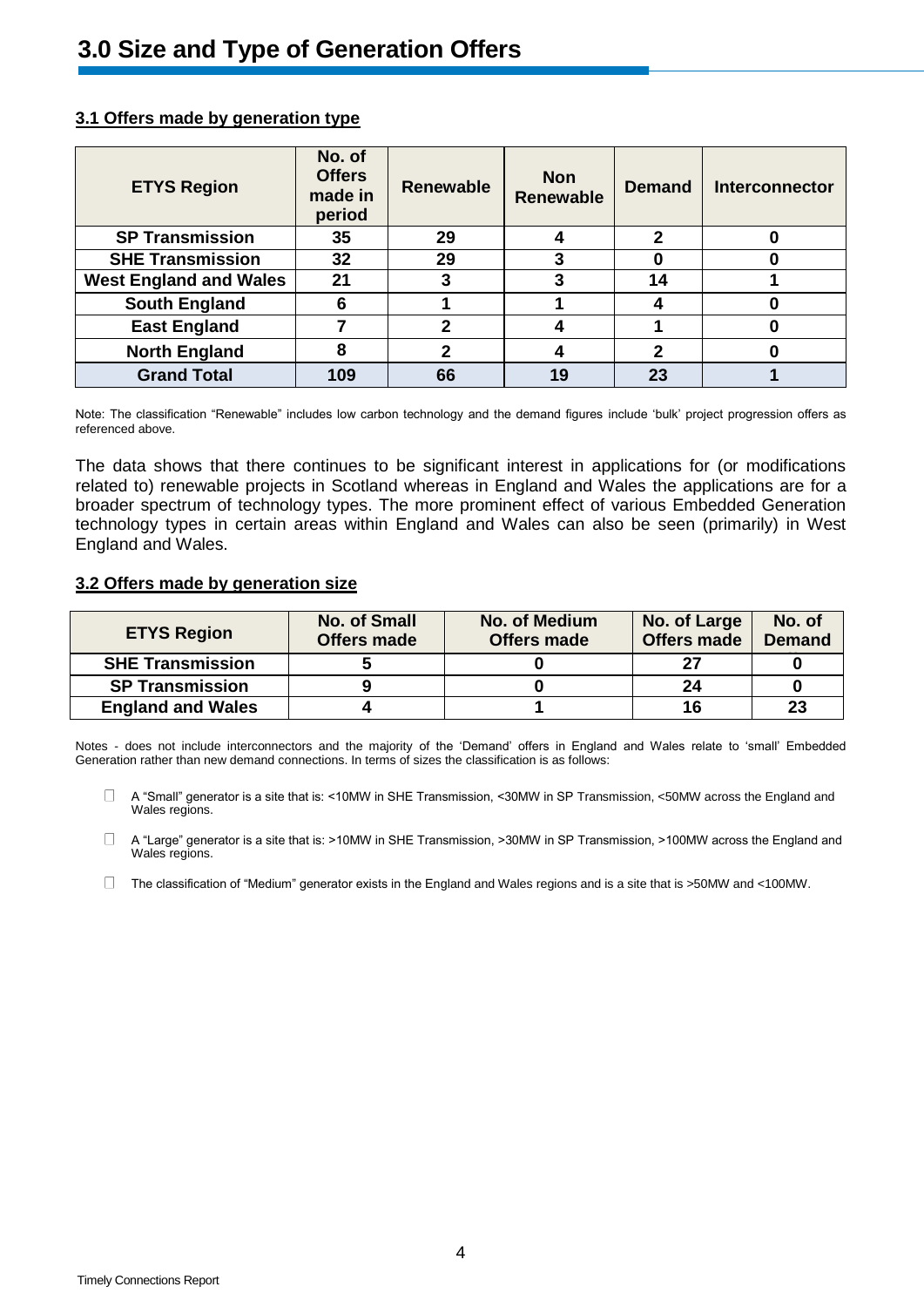# 3.0 Size and Type of Generation Offers

### 3.1 Offers made by generation type

| ETYS Region | No. of Offers made in period | Renewable | Non Renewable | Demand | Interconnector |
|---|---|---|---|---|---|
| SP Transmission | 35 | 29 | 4 | 2 | 0 |
| SHE Transmission | 32 | 29 | 3 | 0 | 0 |
| West England and Wales | 21 | 3 | 3 | 14 | 1 |
| South England | 6 | 1 | 1 | 4 | 0 |
| East England | 7 | 2 | 4 | 1 | 0 |
| North England | 8 | 2 | 4 | 2 | 0 |
| Grand Total | 109 | 66 | 19 | 23 | 1 |

Note: The classification "Renewable" includes low carbon technology and the demand figures include 'bulk' project progression offers as referenced above.

The data shows that there continues to be significant interest in applications for (or modifications related to) renewable projects in Scotland whereas in England and Wales the applications are for a broader spectrum of technology types. The more prominent effect of various Embedded Generation technology types in certain areas within England and Wales can also be seen (primarily) in West England and Wales.

### 3.2 Offers made by generation size

| ETYS Region | No. of Small Offers made | No. of Medium Offers made | No. of Large Offers made | No. of Demand |
|---|---|---|---|---|
| SHE Transmission | 5 | 0 | 27 | 0 |
| SP Transmission | 9 | 0 | 24 | 0 |
| England and Wales | 4 | 1 | 16 | 23 |

Notes - does not include interconnectors and the majority of the 'Demand' offers in England and Wales relate to 'small' Embedded Generation rather than new demand connections. In terms of sizes the classification is as follows:

- A "Small" generator is a site that is: <10MW in SHE Transmission, <30MW in SP Transmission, <50MW across the England and Wales regions.
- A "Large" generator is a site that is: >10MW in SHE Transmission, >30MW in SP Transmission, >100MW across the England and Wales regions.
- The classification of "Medium" generator exists in the England and Wales regions and is a site that is >50MW and <100MW.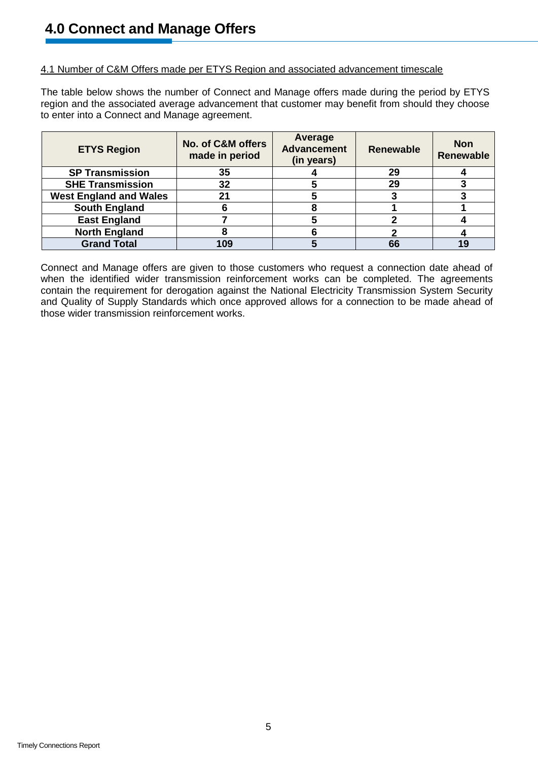# 4.0 Connect and Manage Offers

4.1 Number of C&M Offers made per ETYS Region and associated advancement timescale

The table below shows the number of Connect and Manage offers made during the period by ETYS region and the associated average advancement that customer may benefit from should they choose to enter into a Connect and Manage agreement.

| ETYS Region | No. of C&M offers made in period | Average Advancement (in years) | Renewable | Non Renewable |
|---|---|---|---|---|
| SP Transmission | 35 | 4 | 29 | 4 |
| SHE Transmission | 32 | 5 | 29 | 3 |
| West England and Wales | 21 | 5 | 3 | 3 |
| South England | 6 | 8 | 1 | 1 |
| East England | 7 | 5 | 2 | 4 |
| North England | 8 | 6 | 2 | 4 |
| Grand Total | 109 | 5 | 66 | 19 |

Connect and Manage offers are given to those customers who request a connection date ahead of when the identified wider transmission reinforcement works can be completed. The agreements contain the requirement for derogation against the National Electricity Transmission System Security and Quality of Supply Standards which once approved allows for a connection to be made ahead of those wider transmission reinforcement works.